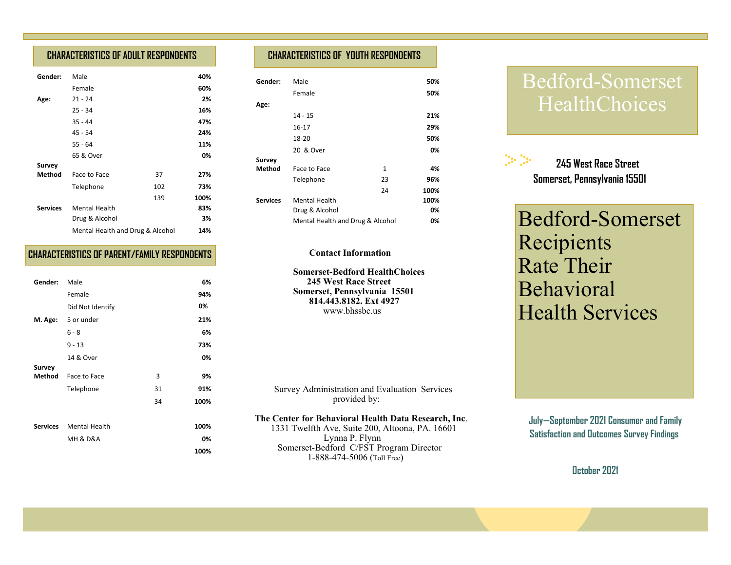## CHARACTERISTICS OF ADULT RESPONDENTS

| | | | |
|---|---|---|---|
| **Gender:** | Male | | **40%** |
| | Female | | **60%** |
| **Age:** | 21 - 24 | | **2%** |
| | 25 - 34 | | **16%** |
| | 35 - 44 | | **47%** |
| | 45 - 54 | | **24%** |
| | 55 - 64 | | **11%** |
| | 65 & Over | | **0%** |
| **Survey Method** | Face to Face | 37 | **27%** |
| | Telephone | 102 | **73%** |
| | | 139 | **100%** |
| **Services** | Mental Health | | **83%** |
| | Drug & Alcohol | | **3%** |
| | Mental Health and Drug & Alcohol | | **14%** |

## CHARACTERISTICS OF PARENT/FAMILY RESPONDENTS

| | | | |
|---|---|---|---|
| **Gender:** | Male | | **6%** |
| | Female | | **94%** |
| | Did Not Identify | | **0%** |
| **M. Age:** | 5 or under | | **21%** |
| | 6 - 8 | | **6%** |
| | 9 - 13 | | **73%** |
| | 14 & Over | | **0%** |
| **Survey Method** | Face to Face | 3 | **9%** |
| | Telephone | 31 | **91%** |
| | | 34 | **100%** |
| **Services** | Mental Health | | **100%** |
| | MH & D&A | | **0%** |
| | | | **100%** |

## CHARACTERISTICS OF YOUTH RESPONDENTS

| | | | |
|---|---|---|---|
| **Gender:** | Male | | **50%** |
| | Female | | **50%** |
| **Age:** | | | |
| | 14 - 15 | | **21%** |
| | 16-17 | | **29%** |
| | 18-20 | | **50%** |
| | 20 & Over | | **0%** |
| **Survey Method** | Face to Face | 1 | **4%** |
| | Telephone | 23 | **96%** |
| | | 24 | **100%** |
| **Services** | Mental Health | | **100%** |
| | Drug & Alcohol | | **0%** |
| | Mental Health and Drug & Alcohol | | **0%** |

**Contact Information**

**Somerset-Bedford HealthChoices**
**245 West Race Street**
**Somerset, Pennsylvania 15501**
**814.443.8182. Ext 4927**
www.bhssbc.us

Survey Administration and Evaluation Services provided by:

**The Center for Behavioral Health Data Research, Inc**.
1331 Twelfth Ave, Suite 200, Altoona, PA. 16601
Lynna P. Flynn
Somerset-Bedford C/FST Program Director
1-888-474-5006 (Toll Free)

# Bedford-Somerset HealthChoices

**245 West Race Street**
**Somerset, Pennsylvania 15501**

# Bedford-Somerset Recipients Rate Their Behavioral Health Services

**July—September 2021 Consumer and Family Satisfaction and Outcomes Survey Findings**

**October 2021**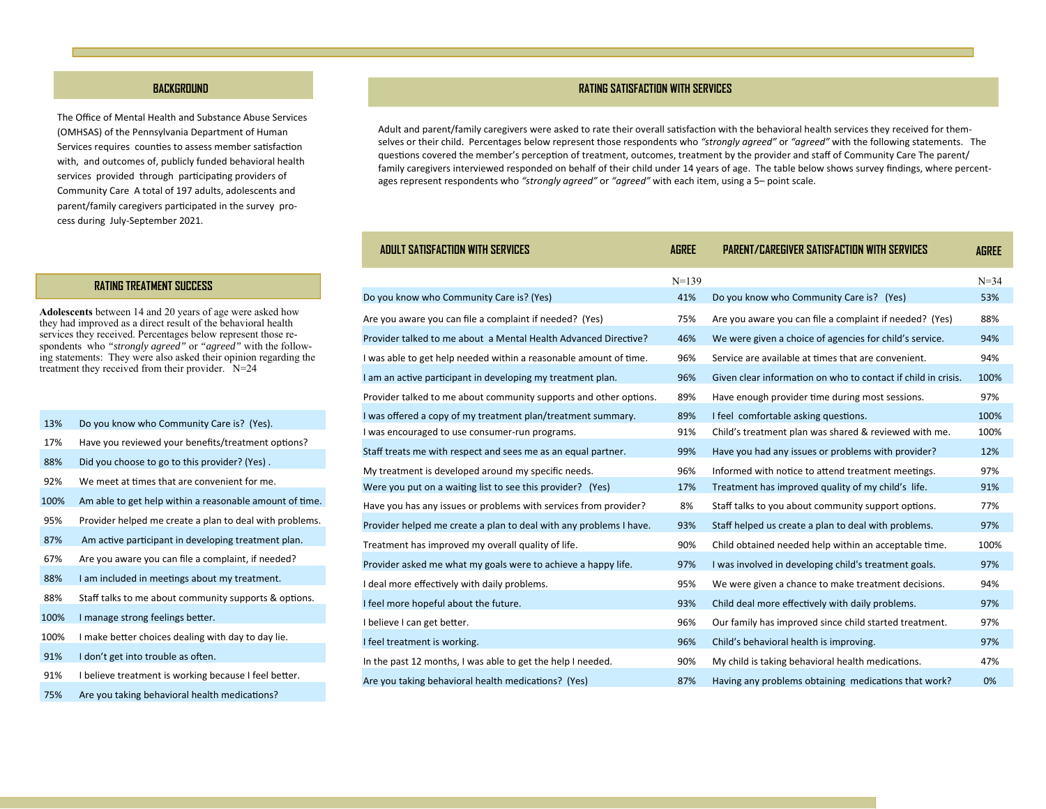## BACKGROUND

The Office of Mental Health and Substance Abuse Services (OMHSAS) of the Pennsylvania Department of Human Services requires counties to assess member satisfaction with, and outcomes of, publicly funded behavioral health services provided through participating providers of Community Care A total of 197 adults, adolescents and parent/family caregivers participated in the survey process during July-September 2021.

## RATING TREATMENT SUCCESS

**Adolescents** between 14 and 20 years of age were asked how they had improved as a direct result of the behavioral health services they received. Percentages below represent those respondents who *"strongly agreed"* or *"agreed"* with the following statements: They were also asked their opinion regarding the treatment they received from their provider. N=24

| | |
|---|---|
| 13% | Do you know who Community Care is? (Yes). |
| 17% | Have you reviewed your benefits/treatment options? |
| 88% | Did you choose to go to this provider? (Yes) . |
| 92% | We meet at times that are convenient for me. |
| 100% | Am able to get help within a reasonable amount of time. |
| 95% | Provider helped me create a plan to deal with problems. |
| 87% | Am active participant in developing treatment plan. |
| 67% | Are you aware you can file a complaint, if needed? |
| 88% | I am included in meetings about my treatment. |
| 88% | Staff talks to me about community supports & options. |
| 100% | I manage strong feelings better. |
| 100% | I make better choices dealing with day to day lie. |
| 91% | I don't get into trouble as often. |
| 91% | I believe treatment is working because I feel better. |
| 75% | Are you taking behavioral health medications? |

## RATING SATISFACTION WITH SERVICES

Adult and parent/family caregivers were asked to rate their overall satisfaction with the behavioral health services they received for themselves or their child. Percentages below represent those respondents who *"strongly agreed"* or *"agreed"* with the following statements. The questions covered the member's perception of treatment, outcomes, treatment by the provider and staff of Community Care The parent/family caregivers interviewed responded on behalf of their child under 14 years of age. The table below shows survey findings, where percentages represent respondents who *"strongly agreed"* or *"agreed"* with each item, using a 5– point scale.

| ADULT SATISFACTION WITH SERVICES | AGREE | PARENT/CAREGIVER SATISFACTION WITH SERVICES | AGREE |
|---|---|---|---|
| | N=139 | | N=34 |
| Do you know who Community Care is? (Yes) | 41% | Do you know who Community Care is? (Yes) | 53% |
| Are you aware you can file a complaint if needed? (Yes) | 75% | Are you aware you can file a complaint if needed? (Yes) | 88% |
| Provider talked to me about a Mental Health Advanced Directive? | 46% | We were given a choice of agencies for child's service. | 94% |
| I was able to get help needed within a reasonable amount of time. | 96% | Service are available at times that are convenient. | 94% |
| I am an active participant in developing my treatment plan. | 96% | Given clear information on who to contact if child in crisis. | 100% |
| Provider talked to me about community supports and other options. | 89% | Have enough provider time during most sessions. | 97% |
| I was offered a copy of my treatment plan/treatment summary. | 89% | I feel comfortable asking questions. | 100% |
| I was encouraged to use consumer-run programs. | 91% | Child's treatment plan was shared & reviewed with me. | 100% |
| Staff treats me with respect and sees me as an equal partner. | 99% | Have you had any issues or problems with provider? | 12% |
| My treatment is developed around my specific needs. | 96% | Informed with notice to attend treatment meetings. | 97% |
| Were you put on a waiting list to see this provider? (Yes) | 17% | Treatment has improved quality of my child's life. | 91% |
| Have you has any issues or problems with services from provider? | 8% | Staff talks to you about community support options. | 77% |
| Provider helped me create a plan to deal with any problems I have. | 93% | Staff helped us create a plan to deal with problems. | 97% |
| Treatment has improved my overall quality of life. | 90% | Child obtained needed help within an acceptable time. | 100% |
| Provider asked me what my goals were to achieve a happy life. | 97% | I was involved in developing child's treatment goals. | 97% |
| I deal more effectively with daily problems. | 95% | We were given a chance to make treatment decisions. | 94% |
| I feel more hopeful about the future. | 93% | Child deal more effectively with daily problems. | 97% |
| I believe I can get better. | 96% | Our family has improved since child started treatment. | 97% |
| I feel treatment is working. | 96% | Child's behavioral health is improving. | 97% |
| In the past 12 months, I was able to get the help I needed. | 90% | My child is taking behavioral health medications. | 47% |
| Are you taking behavioral health medications? (Yes) | 87% | Having any problems obtaining medications that work? | 0% |